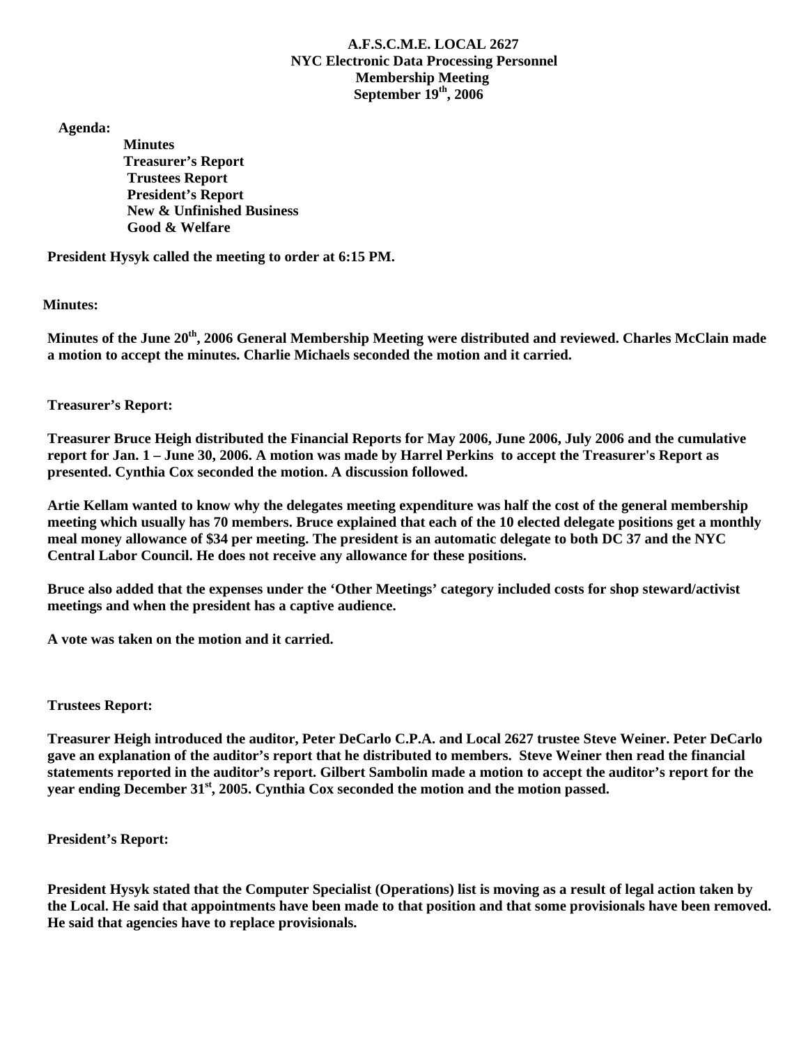# A.F.S.C.M.E. LOCAL 2627
## NYC Electronic Data Processing Personnel
## Membership Meeting
## September 19th, 2006

**Agenda:**

- **Minutes**
- **Treasurer's Report**
- **Trustees Report**
- **President's Report**
- **New & Unfinished Business**
- **Good & Welfare**

**President Hysyk called the meeting to order at 6:15 PM.**

**Minutes:**

**Minutes of the June 20th, 2006 General Membership Meeting were distributed and reviewed. Charles McClain made a motion to accept the minutes. Charlie Michaels seconded the motion and it carried.**

**Treasurer's Report:**

**Treasurer Bruce Heigh distributed the Financial Reports for May 2006, June 2006, July 2006 and the cumulative report for Jan. 1 – June 30, 2006. A motion was made by Harrel Perkins to accept the Treasurer's Report as presented. Cynthia Cox seconded the motion. A discussion followed.**

**Artie Kellam wanted to know why the delegates meeting expenditure was half the cost of the general membership meeting which usually has 70 members. Bruce explained that each of the 10 elected delegate positions get a monthly meal money allowance of $34 per meeting. The president is an automatic delegate to both DC 37 and the NYC Central Labor Council. He does not receive any allowance for these positions.**

**Bruce also added that the expenses under the 'Other Meetings' category included costs for shop steward/activist meetings and when the president has a captive audience.**

**A vote was taken on the motion and it carried.**

**Trustees Report:**

**Treasurer Heigh introduced the auditor, Peter DeCarlo C.P.A. and Local 2627 trustee Steve Weiner. Peter DeCarlo gave an explanation of the auditor's report that he distributed to members. Steve Weiner then read the financial statements reported in the auditor's report. Gilbert Sambolin made a motion to accept the auditor's report for the year ending December 31st, 2005. Cynthia Cox seconded the motion and the motion passed.**

**President's Report:**

**President Hysyk stated that the Computer Specialist (Operations) list is moving as a result of legal action taken by the Local. He said that appointments have been made to that position and that some provisionals have been removed. He said that agencies have to replace provisionals.**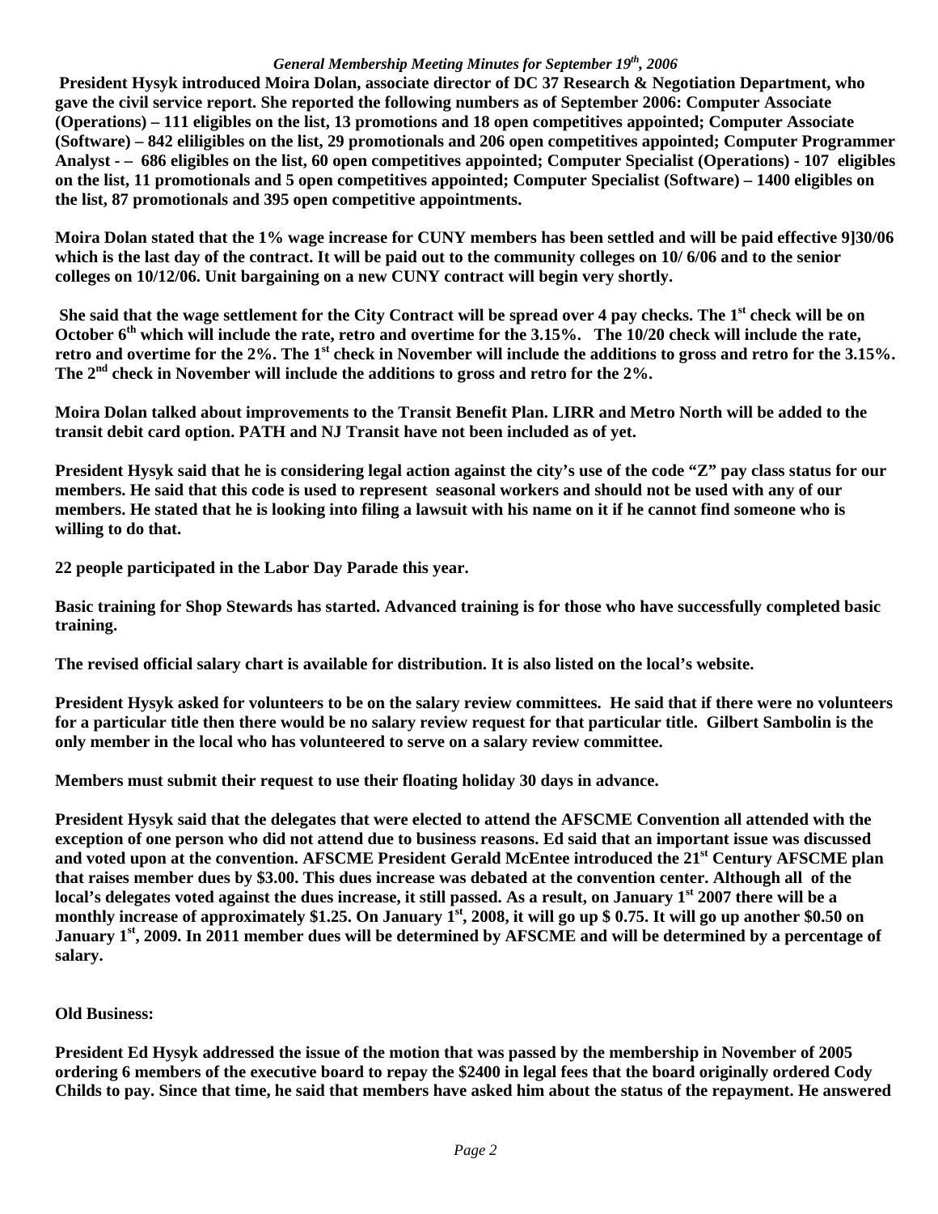*General Membership Meeting Minutes for September 19th, 2006*

**President Hysyk introduced Moira Dolan, associate director of DC 37 Research & Negotiation Department, who gave the civil service report. She reported the following numbers as of September 2006: Computer Associate (Operations) – 111 eligibles on the list, 13 promotions and 18 open competitives appointed; Computer Associate (Software) – 842 eliligibles on the list, 29 promotionals and 206 open competitives appointed; Computer Programmer Analyst - – 686 eligibles on the list, 60 open competitives appointed; Computer Specialist (Operations) - 107 eligibles on the list, 11 promotionals and 5 open competitives appointed; Computer Specialist (Software) – 1400 eligibles on the list, 87 promotionals and 395 open competitive appointments.**

**Moira Dolan stated that the 1% wage increase for CUNY members has been settled and will be paid effective 9]30/06 which is the last day of the contract. It will be paid out to the community colleges on 10/ 6/06 and to the senior colleges on 10/12/06. Unit bargaining on a new CUNY contract will begin very shortly.**

**She said that the wage settlement for the City Contract will be spread over 4 pay checks. The 1st check will be on October 6th which will include the rate, retro and overtime for the 3.15%. The 10/20 check will include the rate, retro and overtime for the 2%. The 1st check in November will include the additions to gross and retro for the 3.15%. The 2nd check in November will include the additions to gross and retro for the 2%.**

**Moira Dolan talked about improvements to the Transit Benefit Plan. LIRR and Metro North will be added to the transit debit card option. PATH and NJ Transit have not been included as of yet.**

**President Hysyk said that he is considering legal action against the city's use of the code "Z" pay class status for our members. He said that this code is used to represent seasonal workers and should not be used with any of our members. He stated that he is looking into filing a lawsuit with his name on it if he cannot find someone who is willing to do that.**

**22 people participated in the Labor Day Parade this year.**

**Basic training for Shop Stewards has started. Advanced training is for those who have successfully completed basic training.**

**The revised official salary chart is available for distribution. It is also listed on the local's website.**

**President Hysyk asked for volunteers to be on the salary review committees. He said that if there were no volunteers for a particular title then there would be no salary review request for that particular title. Gilbert Sambolin is the only member in the local who has volunteered to serve on a salary review committee.**

**Members must submit their request to use their floating holiday 30 days in advance.**

**President Hysyk said that the delegates that were elected to attend the AFSCME Convention all attended with the exception of one person who did not attend due to business reasons. Ed said that an important issue was discussed and voted upon at the convention. AFSCME President Gerald McEntee introduced the 21st Century AFSCME plan that raises member dues by $3.00. This dues increase was debated at the convention center. Although all of the local's delegates voted against the dues increase, it still passed. As a result, on January 1st 2007 there will be a monthly increase of approximately $1.25. On January 1st, 2008, it will go up $ 0.75. It will go up another $0.50 on January 1st, 2009. In 2011 member dues will be determined by AFSCME and will be determined by a percentage of salary.**

**Old Business:**

**President Ed Hysyk addressed the issue of the motion that was passed by the membership in November of 2005 ordering 6 members of the executive board to repay the $2400 in legal fees that the board originally ordered Cody Childs to pay. Since that time, he said that members have asked him about the status of the repayment. He answered**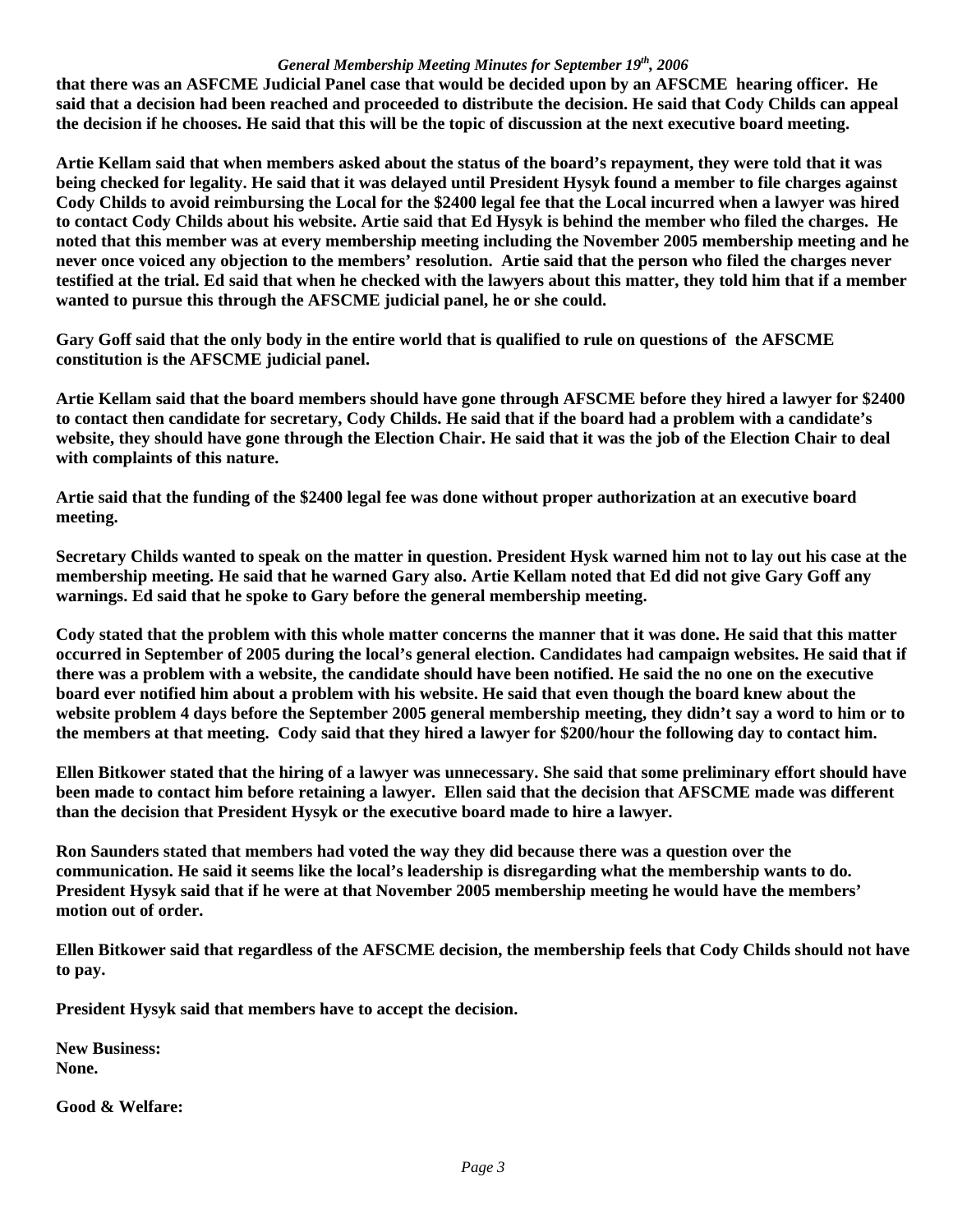**that there was an ASFCME Judicial Panel case that would be decided upon by an AFSCME hearing officer. He said that a decision had been reached and proceeded to distribute the decision. He said that Cody Childs can appeal the decision if he chooses. He said that this will be the topic of discussion at the next executive board meeting.**

**Artie Kellam said that when members asked about the status of the board's repayment, they were told that it was being checked for legality. He said that it was delayed until President Hysyk found a member to file charges against Cody Childs to avoid reimbursing the Local for the $2400 legal fee that the Local incurred when a lawyer was hired to contact Cody Childs about his website. Artie said that Ed Hysyk is behind the member who filed the charges. He noted that this member was at every membership meeting including the November 2005 membership meeting and he never once voiced any objection to the members' resolution. Artie said that the person who filed the charges never testified at the trial. Ed said that when he checked with the lawyers about this matter, they told him that if a member wanted to pursue this through the AFSCME judicial panel, he or she could.**

**Gary Goff said that the only body in the entire world that is qualified to rule on questions of the AFSCME constitution is the AFSCME judicial panel.**

**Artie Kellam said that the board members should have gone through AFSCME before they hired a lawyer for $2400 to contact then candidate for secretary, Cody Childs. He said that if the board had a problem with a candidate's website, they should have gone through the Election Chair. He said that it was the job of the Election Chair to deal with complaints of this nature.**

**Artie said that the funding of the $2400 legal fee was done without proper authorization at an executive board meeting.**

**Secretary Childs wanted to speak on the matter in question. President Hysk warned him not to lay out his case at the membership meeting. He said that he warned Gary also. Artie Kellam noted that Ed did not give Gary Goff any warnings. Ed said that he spoke to Gary before the general membership meeting.**

**Cody stated that the problem with this whole matter concerns the manner that it was done. He said that this matter occurred in September of 2005 during the local's general election. Candidates had campaign websites. He said that if there was a problem with a website, the candidate should have been notified. He said the no one on the executive board ever notified him about a problem with his website. He said that even though the board knew about the website problem 4 days before the September 2005 general membership meeting, they didn't say a word to him or to the members at that meeting. Cody said that they hired a lawyer for $200/hour the following day to contact him.**

**Ellen Bitkower stated that the hiring of a lawyer was unnecessary. She said that some preliminary effort should have been made to contact him before retaining a lawyer. Ellen said that the decision that AFSCME made was different than the decision that President Hysyk or the executive board made to hire a lawyer.**

**Ron Saunders stated that members had voted the way they did because there was a question over the communication. He said it seems like the local's leadership is disregarding what the membership wants to do. President Hysyk said that if he were at that November 2005 membership meeting he would have the members' motion out of order.**

**Ellen Bitkower said that regardless of the AFSCME decision, the membership feels that Cody Childs should not have to pay.**

**President Hysyk said that members have to accept the decision.**

**New Business:**
**None.**

**Good & Welfare:**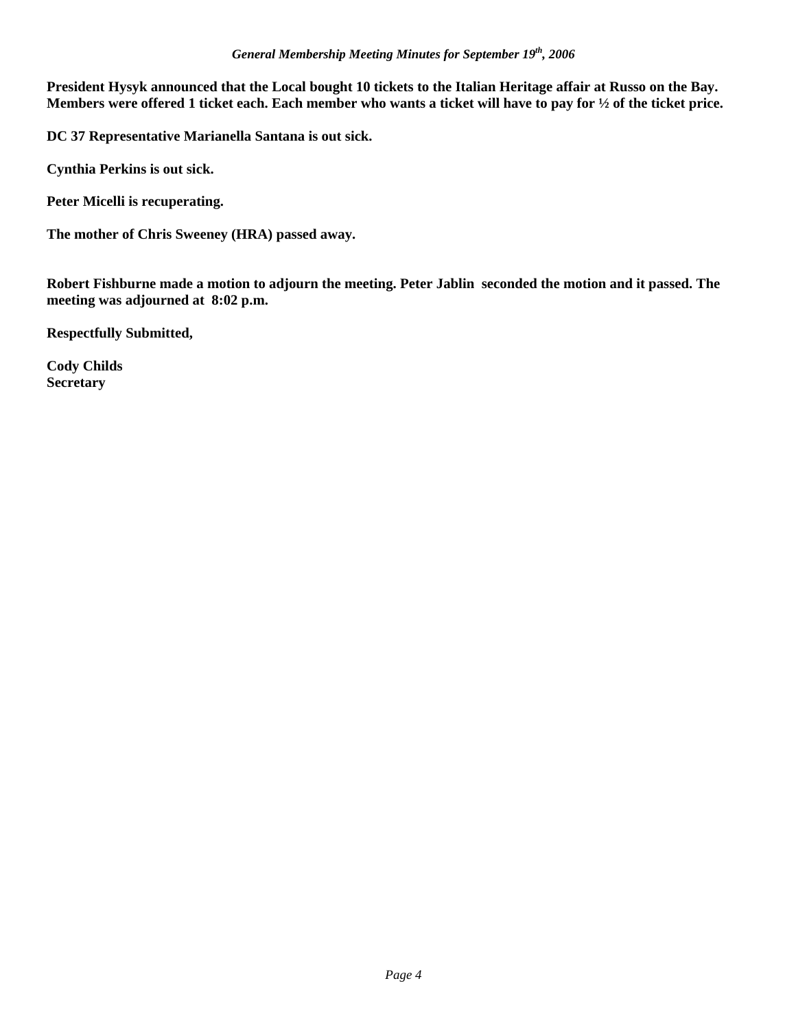**President Hysyk announced that the Local bought 10 tickets to the Italian Heritage affair at Russo on the Bay. Members were offered 1 ticket each. Each member who wants a ticket will have to pay for ½ of the ticket price.**

**DC 37 Representative Marianella Santana is out sick.**

**Cynthia Perkins is out sick.**

**Peter Micelli is recuperating.**

**The mother of Chris Sweeney (HRA) passed away.**

**Robert Fishburne made a motion to adjourn the meeting. Peter Jablin seconded the motion and it passed. The meeting was adjourned at 8:02 p.m.**

**Respectfully Submitted,**

**Cody Childs**
**Secretary**